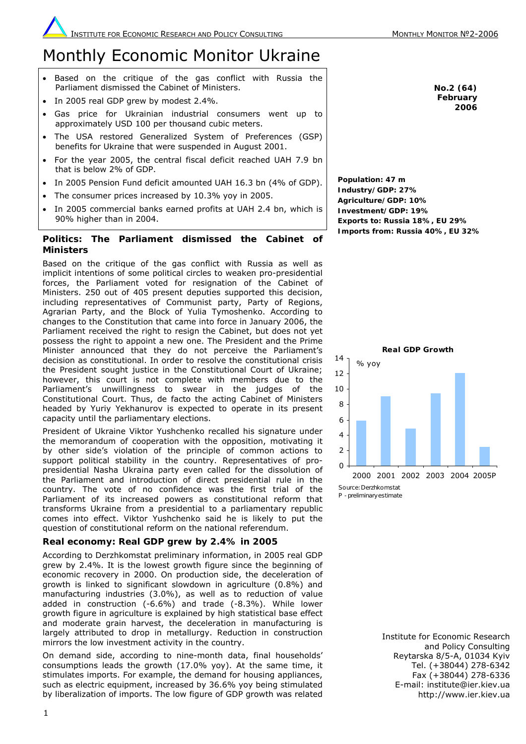# Monthly Economic Monitor Ukraine

- Based on the critique of the gas conflict with Russia the Parliament dismissed the Cabinet of Ministers.
- In 2005 real GDP grew by modest 2.4%.
- Gas price for Ukrainian industrial consumers went up to approximately USD 100 per thousand cubic meters.
- The USA restored Generalized System of Preferences (GSP) benefits for Ukraine that were suspended in August 2001.
- For the year 2005, the central fiscal deficit reached UAH 7.9 bn that is below 2% of GDP.
- In 2005 Pension Fund deficit amounted UAH 16.3 bn (4% of GDP).
- The consumer prices increased by 10.3% yoy in 2005.
- In 2005 commercial banks earned profits at UAH 2.4 bn, which is 90% higher than in 2004.

**No.2 (64)**
**February 2006**

**Population: 47 m**
**Industry/GDP: 27%**
**Agriculture/GDP: 10%**
**Investment/GDP: 19%**
**Exports to: Russia 18%, EU 29%**
**Imports from: Russia 40%, EU 32%**

## Politics: The Parliament dismissed the Cabinet of Ministers

Based on the critique of the gas conflict with Russia as well as implicit intentions of some political circles to weaken pro-presidential forces, the Parliament voted for resignation of the Cabinet of Ministers. 250 out of 405 present deputies supported this decision, including representatives of Communist party, Party of Regions, Agrarian Party, and the Block of Yulia Tymoshenko. According to changes to the Constitution that came into force in January 2006, the Parliament received the right to resign the Cabinet, but does not yet possess the right to appoint a new one. The President and the Prime Minister announced that they do not perceive the Parliament's decision as constitutional. In order to resolve the constitutional crisis the President sought justice in the Constitutional Court of Ukraine; however, this court is not complete with members due to the Parliament's unwillingness to swear in the judges of the Constitutional Court. Thus, de facto the acting Cabinet of Ministers headed by Yuriy Yekhanurov is expected to operate in its present capacity until the parliamentary elections.

President of Ukraine Viktor Yushchenko recalled his signature under the memorandum of cooperation with the opposition, motivating it by other side's violation of the principle of common actions to support political stability in the country. Representatives of pro-presidential Nasha Ukraina party even called for the dissolution of the Parliament and introduction of direct presidential rule in the country. The vote of no confidence was the first trial of the Parliament of its increased powers as constitutional reform that transforms Ukraine from a presidential to a parliamentary republic comes into effect. Viktor Yushchenko said he is likely to put the question of constitutional reform on the national referendum.

## Real economy: Real GDP grew by 2.4% in 2005

According to Derzhkomstat preliminary information, in 2005 real GDP grew by 2.4%. It is the lowest growth figure since the beginning of economic recovery in 2000. On production side, the deceleration of growth is linked to significant slowdown in agriculture (0.8%) and manufacturing industries (3.0%), as well as to reduction of value added in construction (-6.6%) and trade (-8.3%). While lower growth figure in agriculture is explained by high statistical base effect and moderate grain harvest, the deceleration in manufacturing is largely attributed to drop in metallurgy. Reduction in construction mirrors the low investment activity in the country.

On demand side, according to nine-month data, final households' consumptions leads the growth (17.0% yoy). At the same time, it stimulates imports. For example, the demand for housing appliances, such as electric equipment, increased by 36.6% yoy being stimulated by liberalization of imports. The low figure of GDP growth was related

**Real GDP Growth**

% yoy

14
12
10
8
6
4
2
0

2000 2001 2002 2003 2004 2005P

Source: Derzhkomstat
P - preliminary estimate

Institute for Economic Research and Policy Consulting
Reytarska 8/5-A, 01034 Kyiv
Tel. (+38044) 278-6342
Fax (+38044) 278-6336
E-mail: institute@ier.kiev.ua
http://www.ier.kiev.ua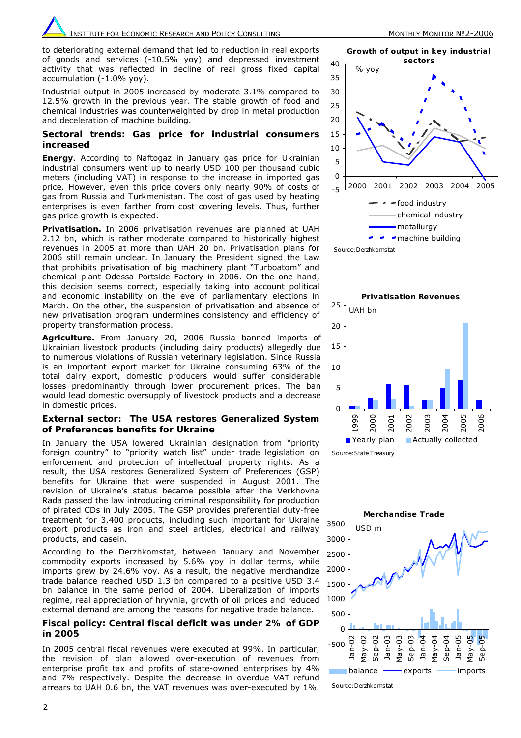to deteriorating external demand that led to reduction in real exports of goods and services (-10.5% yoy) and depressed investment activity that was reflected in decline of real gross fixed capital accumulation (-1.0% yoy).

Industrial output in 2005 increased by moderate 3.1% compared to 12.5% growth in the previous year. The stable growth of food and chemical industries was counterweighted by drop in metal production and deceleration of machine building.

## Sectoral trends: Gas price for industrial consumers increased

**Energy**. According to Naftogaz in January gas price for Ukrainian industrial consumers went up to nearly USD 100 per thousand cubic meters (including VAT) in response to the increase in imported gas price. However, even this price covers only nearly 90% of costs of gas from Russia and Turkmenistan. The cost of gas used by heating enterprises is even farther from cost covering levels. Thus, further gas price growth is expected.

**Privatisation.** In 2006 privatisation revenues are planned at UAH 2.12 bn, which is rather moderate compared to historically highest revenues in 2005 at more than UAH 20 bn. Privatisation plans for 2006 still remain unclear. In January the President signed the Law that prohibits privatisation of big machinery plant "Turboatom" and chemical plant Odessa Portside Factory in 2006. On the one hand, this decision seems correct, especially taking into account political and economic instability on the eve of parliamentary elections in March. On the other, the suspension of privatisation and absence of new privatisation program undermines consistency and efficiency of property transformation process.

**Agriculture.** From January 20, 2006 Russia banned imports of Ukrainian livestock products (including dairy products) allegedly due to numerous violations of Russian veterinary legislation. Since Russia is an important export market for Ukraine consuming 63% of the total dairy export, domestic producers would suffer considerable losses predominantly through lower procurement prices. The ban would lead domestic oversupply of livestock products and a decrease in domestic prices.

## External sector: The USA restores Generalized System of Preferences benefits for Ukraine

In January the USA lowered Ukrainian designation from "priority foreign country" to "priority watch list" under trade legislation on enforcement and protection of intellectual property rights. As a result, the USA restores Generalized System of Preferences (GSP) benefits for Ukraine that were suspended in August 2001. The revision of Ukraine's status became possible after the Verkhovna Rada passed the law introducing criminal responsibility for production of pirated CDs in July 2005. The GSP provides preferential duty-free treatment for 3,400 products, including such important for Ukraine export products as iron and steel articles, electrical and railway products, and casein.

According to the Derzhkomstat, between January and November commodity exports increased by 5.6% yoy in dollar terms, while imports grew by 24.6% yoy. As a result, the negative merchandize trade balance reached USD 1.3 bn compared to a positive USD 3.4 bn balance in the same period of 2004. Liberalization of imports regime, real appreciation of hryvnia, growth of oil prices and reduced external demand are among the reasons for negative trade balance.

## Fiscal policy: Central fiscal deficit was under 2% of GDP in 2005

In 2005 central fiscal revenues were executed at 99%. In particular, the revision of plan allowed over-execution of revenues from enterprise profit tax and profits of state-owned enterprises by 4% and 7% respectively. Despite the decrease in overdue VAT refund arrears to UAH 0.6 bn, the VAT revenues was over-executed by 1%.

**Growth of output in key industrial sectors**

% yoy

40, 35, 30, 25, 20, 15, 10, 5, 0, -5

2000, 2001, 2002, 2003, 2004, 2005

food industry, chemical industry, metallurgy, machine building

Source: Derzhkomstat

**Privatisation Revenues**

UAH bn

25, 20, 15, 10, 5, 0

1999, 2000, 2001, 2002, 2003, 2004, 2005, 2006

Yearly plan, Actually collected

Source: State Treasury

**Merchandise Trade**

USD m

3500, 3000, 2500, 2000, 1500, 1000, 500, 0, -500

Jan-02, May-02, Sep-02, Jan-03, May-03, Sep-03, Jan-04, May-04, Sep-04, Jan-05, May-05, Sep-05

balance, exports, imports

Source: Derzhkomstat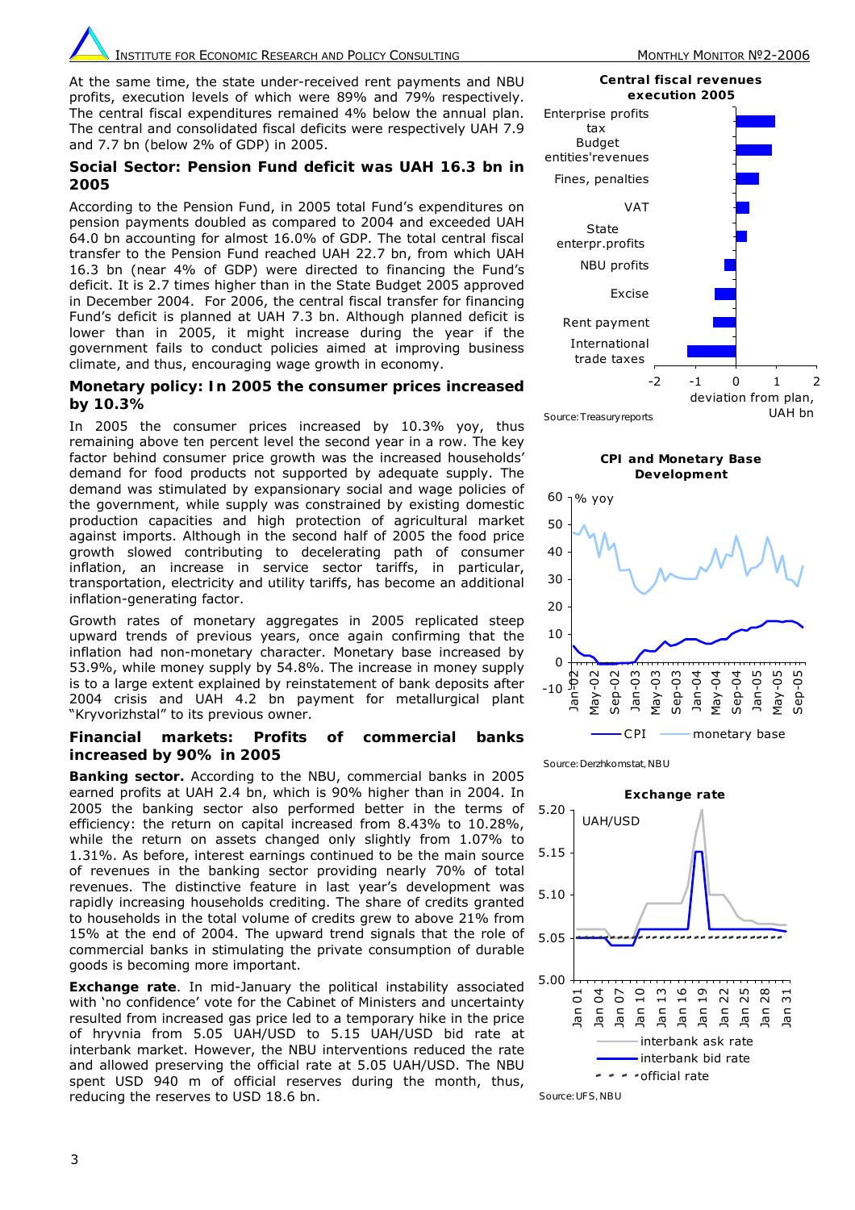At the same time, the state under-received rent payments and NBU profits, execution levels of which were 89% and 79% respectively. The central fiscal expenditures remained 4% below the annual plan. The central and consolidated fiscal deficits were respectively UAH 7.9 and 7.7 bn (below 2% of GDP) in 2005.

### Social Sector: Pension Fund deficit was UAH 16.3 bn in 2005

According to the Pension Fund, in 2005 total Fund's expenditures on pension payments doubled as compared to 2004 and exceeded UAH 64.0 bn accounting for almost 16.0% of GDP. The total central fiscal transfer to the Pension Fund reached UAH 22.7 bn, from which UAH 16.3 bn (near 4% of GDP) were directed to financing the Fund's deficit. It is 2.7 times higher than in the State Budget 2005 approved in December 2004. For 2006, the central fiscal transfer for financing Fund's deficit is planned at UAH 7.3 bn. Although planned deficit is lower than in 2005, it might increase during the year if the government fails to conduct policies aimed at improving business climate, and thus, encouraging wage growth in economy.

### Monetary policy: In 2005 the consumer prices increased by 10.3%

In 2005 the consumer prices increased by 10.3% yoy, thus remaining above ten percent level the second year in a row. The key factor behind consumer price growth was the increased households' demand for food products not supported by adequate supply. The demand was stimulated by expansionary social and wage policies of the government, while supply was constrained by existing domestic production capacities and high protection of agricultural market against imports. Although in the second half of 2005 the food price growth slowed contributing to decelerating path of consumer inflation, an increase in service sector tariffs, in particular, transportation, electricity and utility tariffs, has become an additional inflation-generating factor.

Growth rates of monetary aggregates in 2005 replicated steep upward trends of previous years, once again confirming that the inflation had non-monetary character. Monetary base increased by 53.9%, while money supply by 54.8%. The increase in money supply is to a large extent explained by reinstatement of bank deposits after 2004 crisis and UAH 4.2 bn payment for metallurgical plant "Kryvorizhstal" to its previous owner.

### Financial markets: Profits of commercial banks increased by 90% in 2005

**Banking sector.** According to the NBU, commercial banks in 2005 earned profits at UAH 2.4 bn, which is 90% higher than in 2004. In 2005 the banking sector also performed better in the terms of efficiency: the return on capital increased from 8.43% to 10.28%, while the return on assets changed only slightly from 1.07% to 1.31%. As before, interest earnings continued to be the main source of revenues in the banking sector providing nearly 70% of total revenues. The distinctive feature in last year's development was rapidly increasing households crediting. The share of credits granted to households in the total volume of credits grew to above 21% from 15% at the end of 2004. The upward trend signals that the role of commercial banks in stimulating the private consumption of durable goods is becoming more important.

**Exchange rate**. In mid-January the political instability associated with 'no confidence' vote for the Cabinet of Ministers and uncertainty resulted from increased gas price led to a temporary hike in the price of hryvnia from 5.05 UAH/USD to 5.15 UAH/USD bid rate at interbank market. However, the NBU interventions reduced the rate and allowed preserving the official rate at 5.05 UAH/USD. The NBU spent USD 940 m of official reserves during the month, thus, reducing the reserves to USD 18.6 bn.

**Central fiscal revenues execution 2005**

Enterprise profits tax
Budget entities' revenues
Fines, penalties
VAT
State enterpr.profits
NBU profits
Excise
Rent payment
International trade taxes

-2 -1 0 1 2
deviation from plan, UAH bn

Source: Treasury reports

**CPI and Monetary Base Development**

% yoy
60 50 40 30 20 10 0 -10
Jan-02 May-02 Sep-02 Jan-03 May-03 Sep-03 Jan-04 May-04 Sep-04 Jan-05 May-05 Sep-05
CPI — monetary base

Source: Derzhkomstat, NBU

**Exchange rate**

UAH/USD
5.20 5.15 5.10 5.05 5.00
Jan 01 Jan 04 Jan 07 Jan 10 Jan 13 Jan 16 Jan 19 Jan 22 Jan 25 Jan 28 Jan 31
interbank ask rate
interbank bid rate
official rate

Source: UFS, NBU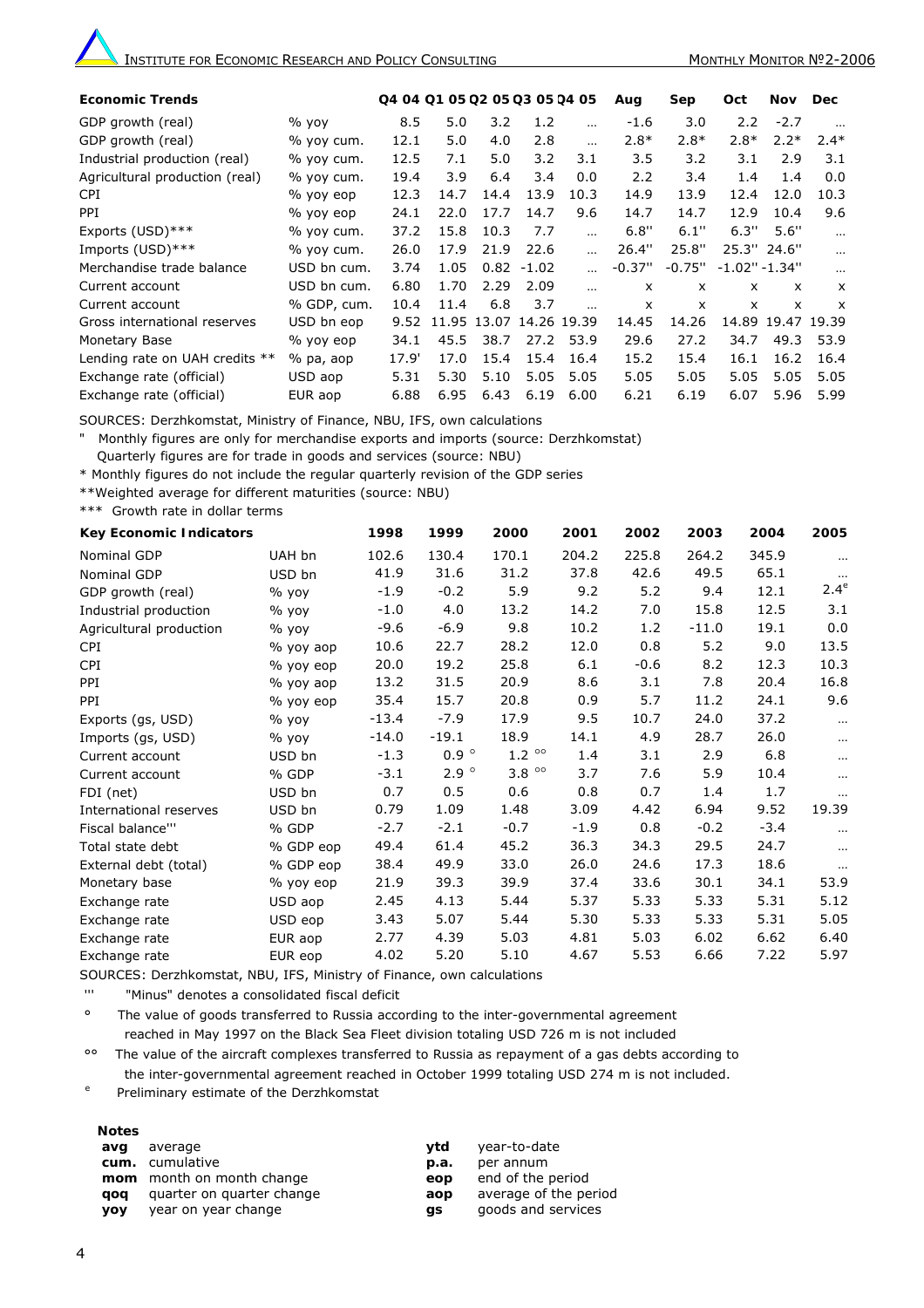| Economic Trends | | Q4 04 | Q1 05 | Q2 05 | Q3 05 | Q4 05 | Aug | Sep | Oct | Nov | Dec |
|---|---|---|---|---|---|---|---|---|---|---|---|
| GDP growth (real) | % yoy | 8.5 | 5.0 | 3.2 | 1.2 | ... | -1.6 | 3.0 | 2.2 | -2.7 | ... |
| GDP growth (real) | % yoy cum. | 12.1 | 5.0 | 4.0 | 2.8 | ... | 2.8* | 2.8* | 2.8* | 2.2* | 2.4* |
| Industrial production (real) | % yoy cum. | 12.5 | 7.1 | 5.0 | 3.2 | 3.1 | 3.5 | 3.2 | 3.1 | 2.9 | 3.1 |
| Agricultural production (real) | % yoy cum. | 19.4 | 3.9 | 6.4 | 3.4 | 0.0 | 2.2 | 3.4 | 1.4 | 1.4 | 0.0 |
| CPI | % yoy eop | 12.3 | 14.7 | 14.4 | 13.9 | 10.3 | 14.9 | 13.9 | 12.4 | 12.0 | 10.3 |
| PPI | % yoy eop | 24.1 | 22.0 | 17.7 | 14.7 | 9.6 | 14.7 | 14.7 | 12.9 | 10.4 | 9.6 |
| Exports (USD)*** | % yoy cum. | 37.2 | 15.8 | 10.3 | 7.7 | ... | 6.8'' | 6.1'' | 6.3'' | 5.6'' | ... |
| Imports (USD)*** | % yoy cum. | 26.0 | 17.9 | 21.9 | 22.6 | ... | 26.4'' | 25.8'' | 25.3'' | 24.6'' | ... |
| Merchandise trade balance | USD bn cum. | 3.74 | 1.05 | 0.82 | -1.02 | ... | -0.37'' | -0.75'' | -1.02'' | -1.34'' | ... |
| Current account | USD bn cum. | 6.80 | 1.70 | 2.29 | 2.09 | ... | x | x | x | x | x |
| Current account | % GDP, cum. | 10.4 | 11.4 | 6.8 | 3.7 | ... | x | x | x | x | x |
| Gross international reserves | USD bn eop | 9.52 | 11.95 | 13.07 | 14.26 | 19.39 | 14.45 | 14.26 | 14.89 | 19.47 | 19.39 |
| Monetary Base | % yoy eop | 34.1 | 45.5 | 38.7 | 27.2 | 53.9 | 29.6 | 27.2 | 34.7 | 49.3 | 53.9 |
| Lending rate on UAH credits ** | % pa, aop | 17.9' | 17.0 | 15.4 | 15.4 | 16.4 | 15.2 | 15.4 | 16.1 | 16.2 | 16.4 |
| Exchange rate (official) | USD aop | 5.31 | 5.30 | 5.10 | 5.05 | 5.05 | 5.05 | 5.05 | 5.05 | 5.05 | 5.05 |
| Exchange rate (official) | EUR aop | 6.88 | 6.95 | 6.43 | 6.19 | 6.00 | 6.21 | 6.19 | 6.07 | 5.96 | 5.99 |

SOURCES: Derzhkomstat, Ministry of Finance, NBU, IFS, own calculations

'' Monthly figures are only for merchandise exports and imports (source: Derzhkomstat)
Quarterly figures are for trade in goods and services (source: NBU)

\* Monthly figures do not include the regular quarterly revision of the GDP series

\*\*Weighted average for different maturities (source: NBU)

\*\*\* Growth rate in dollar terms

| Key Economic Indicators | | 1998 | 1999 | 2000 | 2001 | 2002 | 2003 | 2004 | 2005 |
|---|---|---|---|---|---|---|---|---|---|
| Nominal GDP | UAH bn | 102.6 | 130.4 | 170.1 | 204.2 | 225.8 | 264.2 | 345.9 | ... |
| Nominal GDP | USD bn | 41.9 | 31.6 | 31.2 | 37.8 | 42.6 | 49.5 | 65.1 | ... |
| GDP growth (real) | % yoy | -1.9 | -0.2 | 5.9 | 9.2 | 5.2 | 9.4 | 12.1 | 2.4[e] |
| Industrial production | % yoy | -1.0 | 4.0 | 13.2 | 14.2 | 7.0 | 15.8 | 12.5 | 3.1 |
| Agricultural production | % yoy | -9.6 | -6.9 | 9.8 | 10.2 | 1.2 | -11.0 | 19.1 | 0.0 |
| CPI | % yoy aop | 10.6 | 22.7 | 28.2 | 12.0 | 0.8 | 5.2 | 9.0 | 13.5 |
| CPI | % yoy eop | 20.0 | 19.2 | 25.8 | 6.1 | -0.6 | 8.2 | 12.3 | 10.3 |
| PPI | % yoy aop | 13.2 | 31.5 | 20.9 | 8.6 | 3.1 | 7.8 | 20.4 | 16.8 |
| PPI | % yoy eop | 35.4 | 15.7 | 20.8 | 0.9 | 5.7 | 11.2 | 24.1 | 9.6 |
| Exports (gs, USD) | % yoy | -13.4 | -7.9 | 17.9 | 9.5 | 10.7 | 24.0 | 37.2 | ... |
| Imports (gs, USD) | % yoy | -14.0 | -19.1 | 18.9 | 14.1 | 4.9 | 28.7 | 26.0 | ... |
| Current account | USD bn | -1.3 | 0.9 ° | 1.2 °° | 1.4 | 3.1 | 2.9 | 6.8 | ... |
| Current account | % GDP | -3.1 | 2.9 ° | 3.8 °° | 3.7 | 7.6 | 5.9 | 10.4 | ... |
| FDI (net) | USD bn | 0.7 | 0.5 | 0.6 | 0.8 | 0.7 | 1.4 | 1.7 | ... |
| International reserves | USD bn | 0.79 | 1.09 | 1.48 | 3.09 | 4.42 | 6.94 | 9.52 | 19.39 |
| Fiscal balance''' | % GDP | -2.7 | -2.1 | -0.7 | -1.9 | 0.8 | -0.2 | -3.4 | ... |
| Total state debt | % GDP eop | 49.4 | 61.4 | 45.2 | 36.3 | 34.3 | 29.5 | 24.7 | ... |
| External debt (total) | % GDP eop | 38.4 | 49.9 | 33.0 | 26.0 | 24.6 | 17.3 | 18.6 | ... |
| Monetary base | % yoy eop | 21.9 | 39.3 | 39.9 | 37.4 | 33.6 | 30.1 | 34.1 | 53.9 |
| Exchange rate | USD aop | 2.45 | 4.13 | 5.44 | 5.37 | 5.33 | 5.33 | 5.31 | 5.12 |
| Exchange rate | USD eop | 3.43 | 5.07 | 5.44 | 5.30 | 5.33 | 5.33 | 5.31 | 5.05 |
| Exchange rate | EUR aop | 2.77 | 4.39 | 5.03 | 4.81 | 5.03 | 6.02 | 6.62 | 6.40 |
| Exchange rate | EUR eop | 4.02 | 5.20 | 5.10 | 4.67 | 5.53 | 6.66 | 7.22 | 5.97 |

SOURCES: Derzhkomstat, NBU, IFS, Ministry of Finance, own calculations

''' "Minus" denotes a consolidated fiscal deficit

° The value of goods transferred to Russia according to the inter-governmental agreement reached in May 1997 on the Black Sea Fleet division totaling USD 726 m is not included

°° The value of the aircraft complexes transferred to Russia as repayment of a gas debts according to the inter-governmental agreement reached in October 1999 totaling USD 274 m is not included.

[e] Preliminary estimate of the Derzhkomstat

**Notes**

| | | | |
|---|---|---|---|
| **avg** | average | **ytd** | year-to-date |
| **cum.** | cumulative | **p.a.** | per annum |
| **mom** | month on month change | **eop** | end of the period |
| **qoq** | quarter on quarter change | **aop** | average of the period |
| **yoy** | year on year change | **gs** | goods and services |